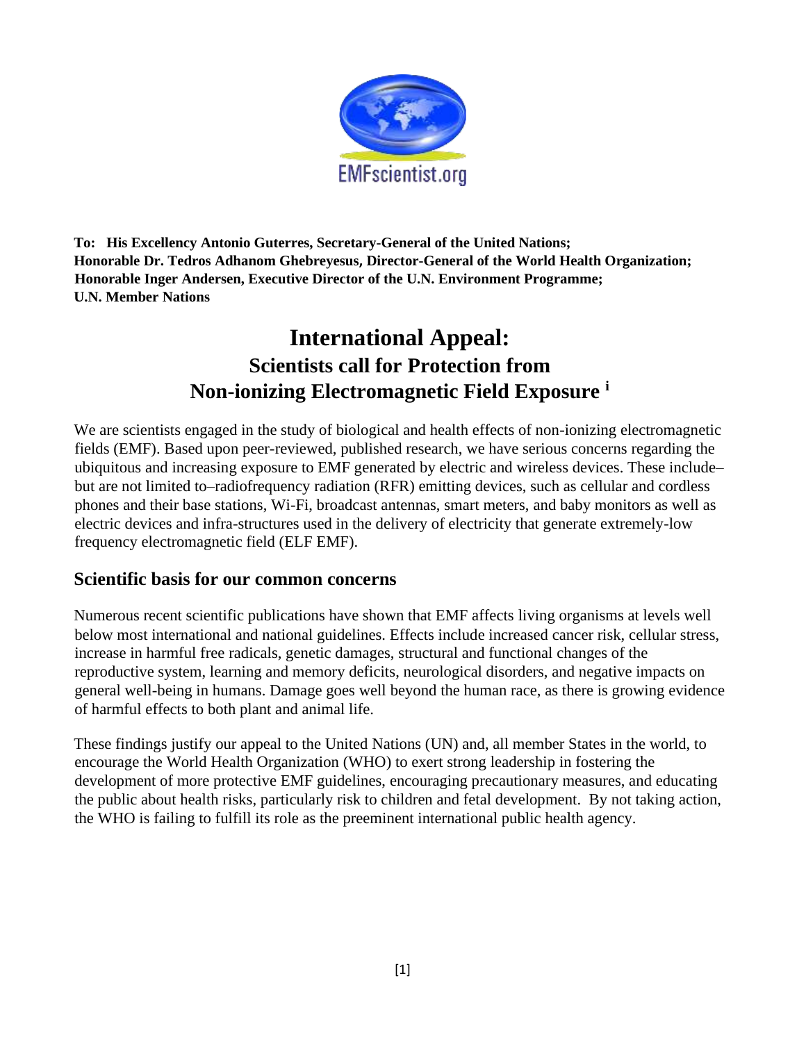EMFscientist.org

**To: His Excellency Antonio Guterres, Secretary-General of the United Nations;**
**Honorable Dr. Tedros Adhanom Ghebreyesus, Director-General of the World Health Organization;**
**Honorable Inger Andersen, Executive Director of the U.N. Environment Programme;**
**U.N. Member Nations**

# International Appeal:
## Scientists call for Protection from Non-ionizing Electromagnetic Field Exposure [i]

We are scientists engaged in the study of biological and health effects of non-ionizing electromagnetic fields (EMF). Based upon peer-reviewed, published research, we have serious concerns regarding the ubiquitous and increasing exposure to EMF generated by electric and wireless devices. These include–but are not limited to–radiofrequency radiation (RFR) emitting devices, such as cellular and cordless phones and their base stations, Wi-Fi, broadcast antennas, smart meters, and baby monitors as well as electric devices and infra-structures used in the delivery of electricity that generate extremely-low frequency electromagnetic field (ELF EMF).

## Scientific basis for our common concerns

Numerous recent scientific publications have shown that EMF affects living organisms at levels well below most international and national guidelines. Effects include increased cancer risk, cellular stress, increase in harmful free radicals, genetic damages, structural and functional changes of the reproductive system, learning and memory deficits, neurological disorders, and negative impacts on general well-being in humans. Damage goes well beyond the human race, as there is growing evidence of harmful effects to both plant and animal life.

These findings justify our appeal to the United Nations (UN) and, all member States in the world, to encourage the World Health Organization (WHO) to exert strong leadership in fostering the development of more protective EMF guidelines, encouraging precautionary measures, and educating the public about health risks, particularly risk to children and fetal development. By not taking action, the WHO is failing to fulfill its role as the preeminent international public health agency.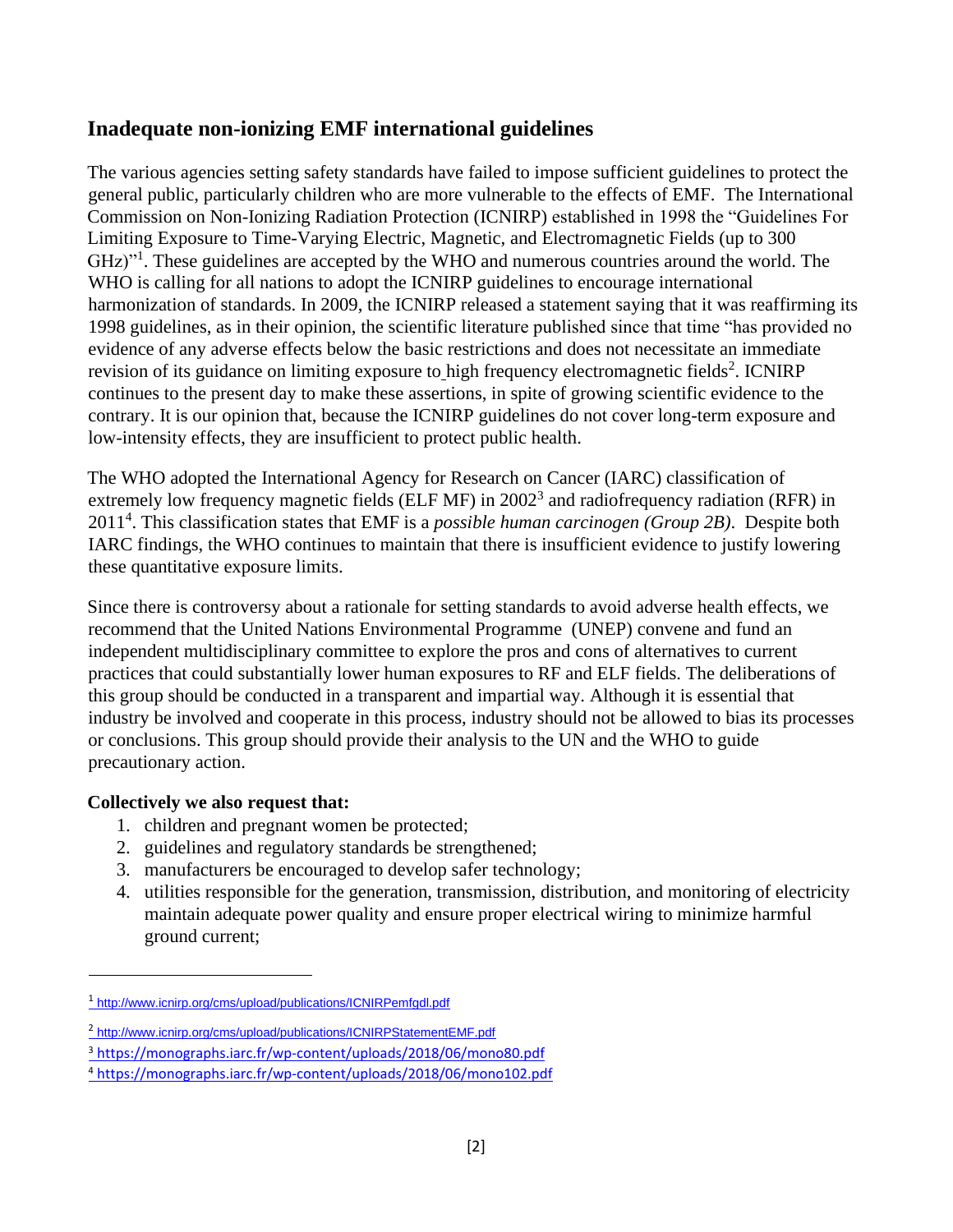## Inadequate non-ionizing EMF international guidelines

The various agencies setting safety standards have failed to impose sufficient guidelines to protect the general public, particularly children who are more vulnerable to the effects of EMF. The International Commission on Non-Ionizing Radiation Protection (ICNIRP) established in 1998 the "Guidelines For Limiting Exposure to Time-Varying Electric, Magnetic, and Electromagnetic Fields (up to 300 GHz)"[1]. These guidelines are accepted by the WHO and numerous countries around the world. The WHO is calling for all nations to adopt the ICNIRP guidelines to encourage international harmonization of standards. In 2009, the ICNIRP released a statement saying that it was reaffirming its 1998 guidelines, as in their opinion, the scientific literature published since that time "has provided no evidence of any adverse effects below the basic restrictions and does not necessitate an immediate revision of its guidance on limiting exposure to high frequency electromagnetic fields[2]. ICNIRP continues to the present day to make these assertions, in spite of growing scientific evidence to the contrary. It is our opinion that, because the ICNIRP guidelines do not cover long-term exposure and low-intensity effects, they are insufficient to protect public health.

The WHO adopted the International Agency for Research on Cancer (IARC) classification of extremely low frequency magnetic fields (ELF MF) in 2002[3] and radiofrequency radiation (RFR) in 2011[4]. This classification states that EMF is a *possible human carcinogen (Group 2B)*. Despite both IARC findings, the WHO continues to maintain that there is insufficient evidence to justify lowering these quantitative exposure limits.

Since there is controversy about a rationale for setting standards to avoid adverse health effects, we recommend that the United Nations Environmental Programme (UNEP) convene and fund an independent multidisciplinary committee to explore the pros and cons of alternatives to current practices that could substantially lower human exposures to RF and ELF fields. The deliberations of this group should be conducted in a transparent and impartial way. Although it is essential that industry be involved and cooperate in this process, industry should not be allowed to bias its processes or conclusions. This group should provide their analysis to the UN and the WHO to guide precautionary action.

**Collectively we also request that:**

1. children and pregnant women be protected;
2. guidelines and regulatory standards be strengthened;
3. manufacturers be encouraged to develop safer technology;
4. utilities responsible for the generation, transmission, distribution, and monitoring of electricity maintain adequate power quality and ensure proper electrical wiring to minimize harmful ground current;

---

[1] http://www.icnirp.org/cms/upload/publications/ICNIRPemfgdl.pdf

[2] http://www.icnirp.org/cms/upload/publications/ICNIRPStatementEMF.pdf

[3] https://monographs.iarc.fr/wp-content/uploads/2018/06/mono80.pdf

[4] https://monographs.iarc.fr/wp-content/uploads/2018/06/mono102.pdf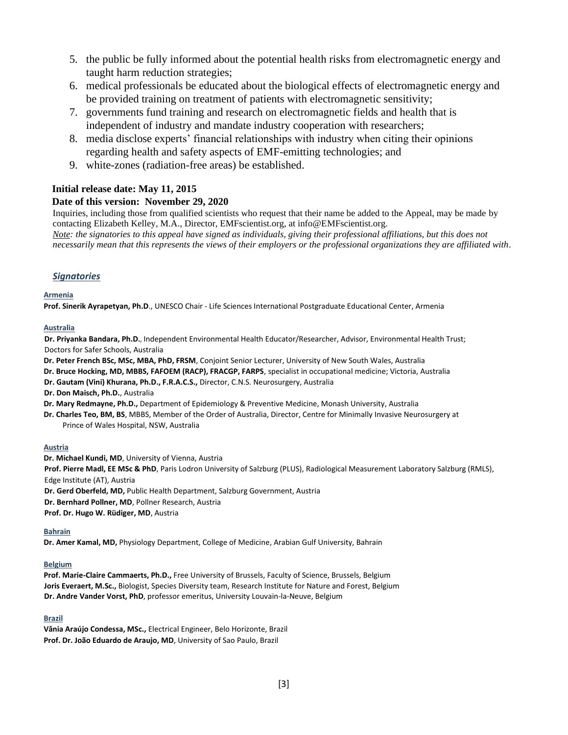5. the public be fully informed about the potential health risks from electromagnetic energy and taught harm reduction strategies;
6. medical professionals be educated about the biological effects of electromagnetic energy and be provided training on treatment of patients with electromagnetic sensitivity;
7. governments fund training and research on electromagnetic fields and health that is independent of industry and mandate industry cooperation with researchers;
8. media disclose experts' financial relationships with industry when citing their opinions regarding health and safety aspects of EMF-emitting technologies; and
9. white-zones (radiation-free areas) be established.

**Initial release date: May 11, 2015**

**Date of this version: November 29, 2020**

Inquiries, including those from qualified scientists who request that their name be added to the Appeal, may be made by contacting Elizabeth Kelley, M.A., Director, EMFscientist.org, at info@EMFscientist.org.

*Note: the signatories to this appeal have signed as individuals, giving their professional affiliations, but this does not necessarily mean that this represents the views of their employers or the professional organizations they are affiliated with.*

### *Signatories*

**Armenia**

**Prof. Sinerik Ayrapetyan, Ph.D**., UNESCO Chair - Life Sciences International Postgraduate Educational Center, Armenia

**Australia**

**Dr. Priyanka Bandara, Ph.D.**, Independent Environmental Health Educator/Researcher, Advisor, Environmental Health Trust; Doctors for Safer Schools, Australia
**Dr. Peter French BSc, MSc, MBA, PhD, FRSM**, Conjoint Senior Lecturer, University of New South Wales, Australia
**Dr. Bruce Hocking, MD, MBBS, FAFOEM (RACP), FRACGP, FARPS**, specialist in occupational medicine; Victoria, Australia
**Dr. Gautam (Vini) Khurana, Ph.D., F.R.A.C.S.,** Director, C.N.S. Neurosurgery, Australia
**Dr. Don Maisch, Ph.D.**, Australia
**Dr. Mary Redmayne, Ph.D.,** Department of Epidemiology & Preventive Medicine, Monash University, Australia
**Dr. Charles Teo, BM, BS**, MBBS, Member of the Order of Australia, Director, Centre for Minimally Invasive Neurosurgery at Prince of Wales Hospital, NSW, Australia

**Austria**

**Dr. Michael Kundi, MD**, University of Vienna, Austria
**Prof. Pierre Madl, EE MSc & PhD**, Paris Lodron University of Salzburg (PLUS), Radiological Measurement Laboratory Salzburg (RMLS), Edge Institute (AT), Austria
**Dr. Gerd Oberfeld, MD,** Public Health Department, Salzburg Government, Austria
**Dr. Bernhard Pollner, MD**, Pollner Research, Austria
**Prof. Dr. Hugo W. Rüdiger, MD**, Austria

**Bahrain**

**Dr. Amer Kamal, MD,** Physiology Department, College of Medicine, Arabian Gulf University, Bahrain

**Belgium**

**Prof. Marie-Claire Cammaerts, Ph.D.,** Free University of Brussels, Faculty of Science, Brussels, Belgium
**Joris Everaert, M.Sc.,** Biologist, Species Diversity team, Research Institute for Nature and Forest, Belgium
**Dr. Andre Vander Vorst, PhD**, professor emeritus, University Louvain-la-Neuve, Belgium

**Brazil**

**Vânia Araújo Condessa, MSc.,** Electrical Engineer, Belo Horizonte, Brazil
**Prof. Dr. João Eduardo de Araujo, MD**, University of Sao Paulo, Brazil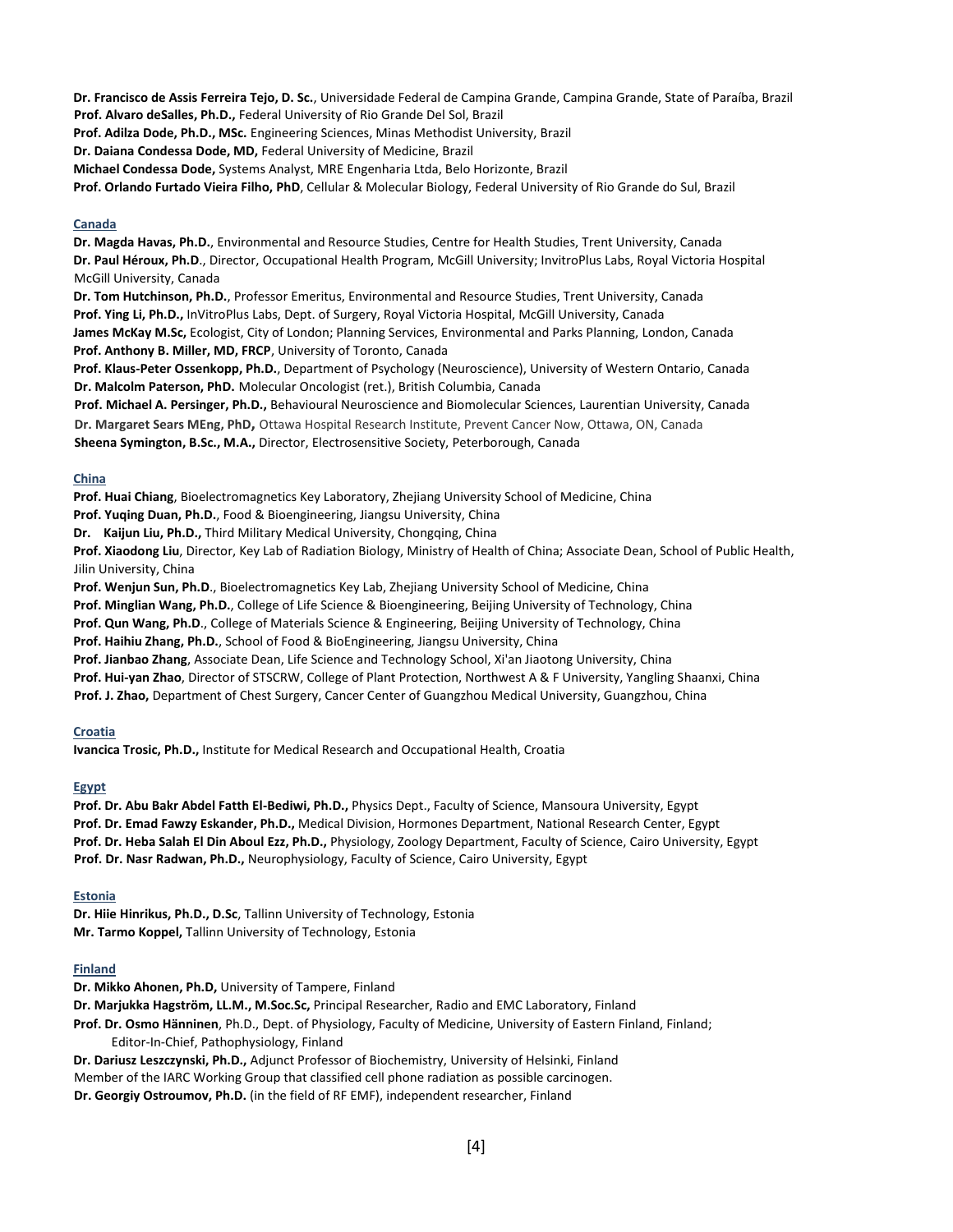**Dr. Francisco de Assis Ferreira Tejo, D. Sc.**, Universidade Federal de Campina Grande, Campina Grande, State of Paraíba, Brazil
**Prof. Alvaro deSalles, Ph.D.,** Federal University of Rio Grande Del Sol, Brazil
**Prof. Adilza Dode, Ph.D., MSc.** Engineering Sciences, Minas Methodist University, Brazil
**Dr. Daiana Condessa Dode, MD,** Federal University of Medicine, Brazil
**Michael Condessa Dode,** Systems Analyst, MRE Engenharia Ltda, Belo Horizonte, Brazil
**Prof. Orlando Furtado Vieira Filho, PhD**, Cellular & Molecular Biology, Federal University of Rio Grande do Sul, Brazil

## Canada

**Dr. Magda Havas, Ph.D.**, Environmental and Resource Studies, Centre for Health Studies, Trent University, Canada
**Dr. Paul Héroux, Ph.D**., Director, Occupational Health Program, McGill University; InvitroPlus Labs, Royal Victoria Hospital McGill University, Canada
**Dr. Tom Hutchinson, Ph.D.**, Professor Emeritus, Environmental and Resource Studies, Trent University, Canada
**Prof. Ying Li, Ph.D.,** InVitroPlus Labs, Dept. of Surgery, Royal Victoria Hospital, McGill University, Canada
**James McKay M.Sc,** Ecologist, City of London; Planning Services, Environmental and Parks Planning, London, Canada
**Prof. Anthony B. Miller, MD, FRCP**, University of Toronto, Canada
**Prof. Klaus-Peter Ossenkopp, Ph.D.**, Department of Psychology (Neuroscience), University of Western Ontario, Canada
**Dr. Malcolm Paterson, PhD.** Molecular Oncologist (ret.), British Columbia, Canada
**Prof. Michael A. Persinger, Ph.D.,** Behavioural Neuroscience and Biomolecular Sciences, Laurentian University, Canada
**Dr. Margaret Sears MEng, PhD,** Ottawa Hospital Research Institute, Prevent Cancer Now, Ottawa, ON, Canada
**Sheena Symington, B.Sc., M.A.,** Director, Electrosensitive Society, Peterborough, Canada

## China

**Prof. Huai Chiang**, Bioelectromagnetics Key Laboratory, Zhejiang University School of Medicine, China
**Prof. Yuqing Duan, Ph.D.**, Food & Bioengineering, Jiangsu University, China
**Dr. Kaijun Liu, Ph.D.,** Third Military Medical University, Chongqing, China
**Prof. Xiaodong Liu**, Director, Key Lab of Radiation Biology, Ministry of Health of China; Associate Dean, School of Public Health, Jilin University, China
**Prof. Wenjun Sun, Ph.D**., Bioelectromagnetics Key Lab, Zhejiang University School of Medicine, China
**Prof. Minglian Wang, Ph.D.**, College of Life Science & Bioengineering, Beijing University of Technology, China
**Prof. Qun Wang, Ph.D**., College of Materials Science & Engineering, Beijing University of Technology, China
**Prof. Haihiu Zhang, Ph.D.**, School of Food & BioEngineering, Jiangsu University, China
**Prof. Jianbao Zhang**, Associate Dean, Life Science and Technology School, Xi'an Jiaotong University, China
**Prof. Hui-yan Zhao**, Director of STSCRW, College of Plant Protection, Northwest A & F University, Yangling Shaanxi, China
**Prof. J. Zhao,** Department of Chest Surgery, Cancer Center of Guangzhou Medical University, Guangzhou, China

## Croatia

**Ivancica Trosic, Ph.D.,** Institute for Medical Research and Occupational Health, Croatia

## Egypt

**Prof. Dr. Abu Bakr Abdel Fatth El-Bediwi, Ph.D.,** Physics Dept., Faculty of Science, Mansoura University, Egypt
**Prof. Dr. Emad Fawzy Eskander, Ph.D.,** Medical Division, Hormones Department, National Research Center, Egypt
**Prof. Dr. Heba Salah El Din Aboul Ezz, Ph.D.,** Physiology, Zoology Department, Faculty of Science, Cairo University, Egypt
**Prof. Dr. Nasr Radwan, Ph.D.,** Neurophysiology, Faculty of Science, Cairo University, Egypt

## Estonia

**Dr. Hiie Hinrikus, Ph.D., D.Sc**, Tallinn University of Technology, Estonia
**Mr. Tarmo Koppel,** Tallinn University of Technology, Estonia

## Finland

**Dr. Mikko Ahonen, Ph.D,** University of Tampere, Finland
**Dr. Marjukka Hagström, LL.M., M.Soc.Sc,** Principal Researcher, Radio and EMC Laboratory, Finland
**Prof. Dr. Osmo Hänninen**, Ph.D., Dept. of Physiology, Faculty of Medicine, University of Eastern Finland, Finland; Editor-In-Chief, Pathophysiology, Finland
**Dr. Dariusz Leszczynski, Ph.D.,** Adjunct Professor of Biochemistry, University of Helsinki, Finland
Member of the IARC Working Group that classified cell phone radiation as possible carcinogen.
**Dr. Georgiy Ostroumov, Ph.D.** (in the field of RF EMF), independent researcher, Finland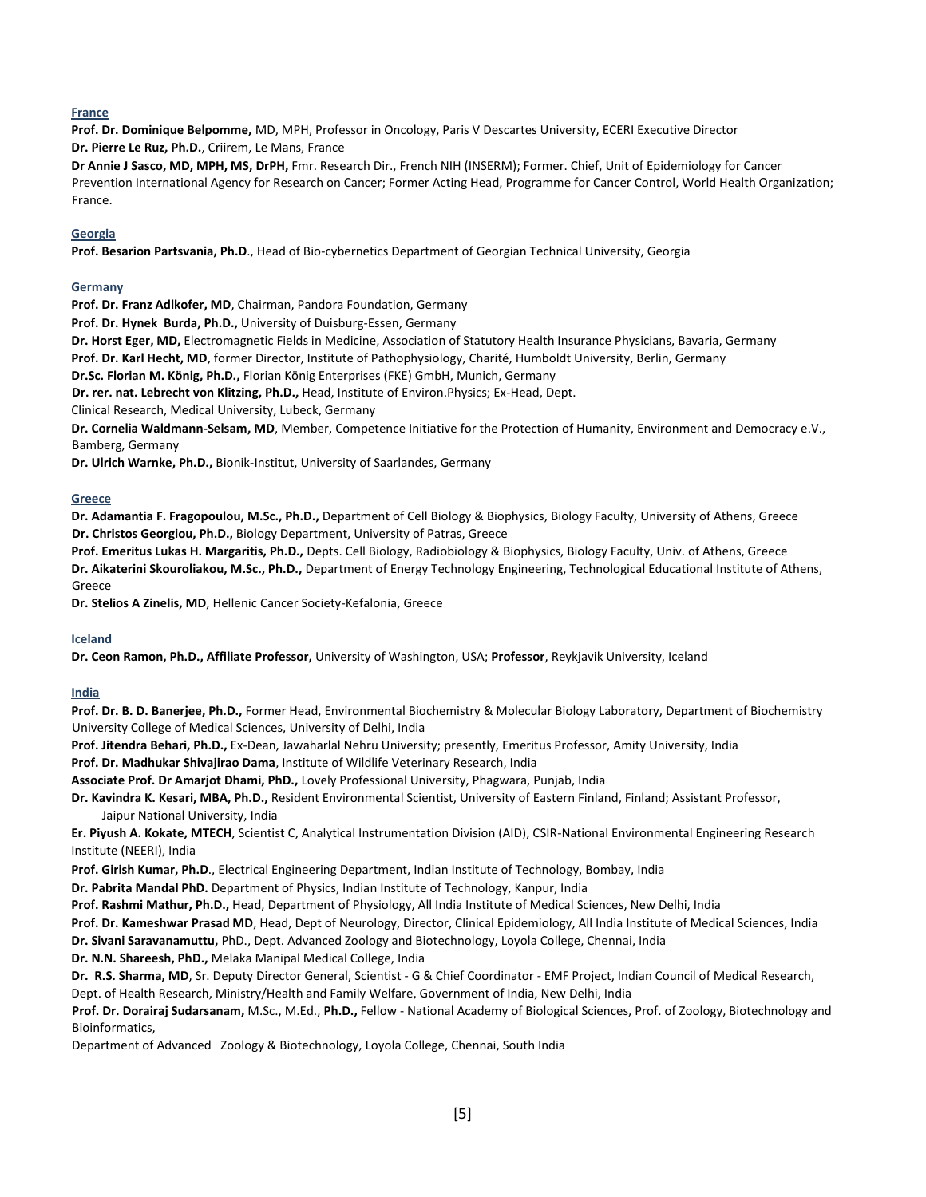**France**

**Prof. Dr. Dominique Belpomme,** MD, MPH, Professor in Oncology, Paris V Descartes University, ECERI Executive Director
**Dr. Pierre Le Ruz, Ph.D.**, Criirem, Le Mans, France
**Dr Annie J Sasco, MD, MPH, MS, DrPH,** Fmr. Research Dir., French NIH (INSERM); Former. Chief, Unit of Epidemiology for Cancer Prevention International Agency for Research on Cancer; Former Acting Head, Programme for Cancer Control, World Health Organization; France.

**Georgia**

**Prof. Besarion Partsvania, Ph.D**., Head of Bio-cybernetics Department of Georgian Technical University, Georgia

**Germany**

**Prof. Dr. Franz Adlkofer, MD**, Chairman, Pandora Foundation, Germany
**Prof. Dr. Hynek Burda, Ph.D.,** University of Duisburg-Essen, Germany
**Dr. Horst Eger, MD,** Electromagnetic Fields in Medicine, Association of Statutory Health Insurance Physicians, Bavaria, Germany
**Prof. Dr. Karl Hecht, MD**, former Director, Institute of Pathophysiology, Charité, Humboldt University, Berlin, Germany
**Dr.Sc. Florian M. König, Ph.D.,** Florian König Enterprises (FKE) GmbH, Munich, Germany
**Dr. rer. nat. Lebrecht von Klitzing, Ph.D.,** Head, Institute of Environ.Physics; Ex-Head, Dept. Clinical Research, Medical University, Lubeck, Germany
**Dr. Cornelia Waldmann-Selsam, MD**, Member, Competence Initiative for the Protection of Humanity, Environment and Democracy e.V., Bamberg, Germany
**Dr. Ulrich Warnke, Ph.D.,** Bionik-Institut, University of Saarlandes, Germany

**Greece**

**Dr. Adamantia F. Fragopoulou, M.Sc., Ph.D.,** Department of Cell Biology & Biophysics, Biology Faculty, University of Athens, Greece
**Dr. Christos Georgiou, Ph.D.,** Biology Department, University of Patras, Greece
**Prof. Emeritus Lukas H. Margaritis, Ph.D.,** Depts. Cell Biology, Radiobiology & Biophysics, Biology Faculty, Univ. of Athens, Greece
**Dr. Aikaterini Skouroliakou, M.Sc., Ph.D.,** Department of Energy Technology Engineering, Technological Educational Institute of Athens, Greece
**Dr. Stelios A Zinelis, MD**, Hellenic Cancer Society-Kefalonia, Greece

**Iceland**

**Dr. Ceon Ramon, Ph.D., Affiliate Professor,** University of Washington, USA; **Professor**, Reykjavik University, Iceland

**India**

**Prof. Dr. B. D. Banerjee, Ph.D.,** Former Head, Environmental Biochemistry & Molecular Biology Laboratory, Department of Biochemistry University College of Medical Sciences, University of Delhi, India
**Prof. Jitendra Behari, Ph.D.,** Ex-Dean, Jawaharlal Nehru University; presently, Emeritus Professor, Amity University, India
**Prof. Dr. Madhukar Shivajirao Dama**, Institute of Wildlife Veterinary Research, India
**Associate Prof. Dr Amarjot Dhami, PhD.,** Lovely Professional University, Phagwara, Punjab, India
**Dr. Kavindra K. Kesari, MBA, Ph.D.,** Resident Environmental Scientist, University of Eastern Finland, Finland; Assistant Professor, Jaipur National University, India
**Er. Piyush A. Kokate, MTECH**, Scientist C, Analytical Instrumentation Division (AID), CSIR-National Environmental Engineering Research Institute (NEERI), India
**Prof. Girish Kumar, Ph.D**., Electrical Engineering Department, Indian Institute of Technology, Bombay, India
**Dr. Pabrita Mandal PhD.** Department of Physics, Indian Institute of Technology, Kanpur, India
**Prof. Rashmi Mathur, Ph.D.,** Head, Department of Physiology, All India Institute of Medical Sciences, New Delhi, India
**Prof. Dr. Kameshwar Prasad MD**, Head, Dept of Neurology, Director, Clinical Epidemiology, All India Institute of Medical Sciences, India
**Dr. Sivani Saravanamuttu,** PhD., Dept. Advanced Zoology and Biotechnology, Loyola College, Chennai, India
**Dr. N.N. Shareesh, PhD.,** Melaka Manipal Medical College, India
**Dr. R.S. Sharma, MD**, Sr. Deputy Director General, Scientist - G & Chief Coordinator - EMF Project, Indian Council of Medical Research, Dept. of Health Research, Ministry/Health and Family Welfare, Government of India, New Delhi, India
**Prof. Dr. Dorairaj Sudarsanam,** M.Sc., M.Ed., **Ph.D.,** Fellow - National Academy of Biological Sciences, Prof. of Zoology, Biotechnology and Bioinformatics, Department of Advanced Zoology & Biotechnology, Loyola College, Chennai, South India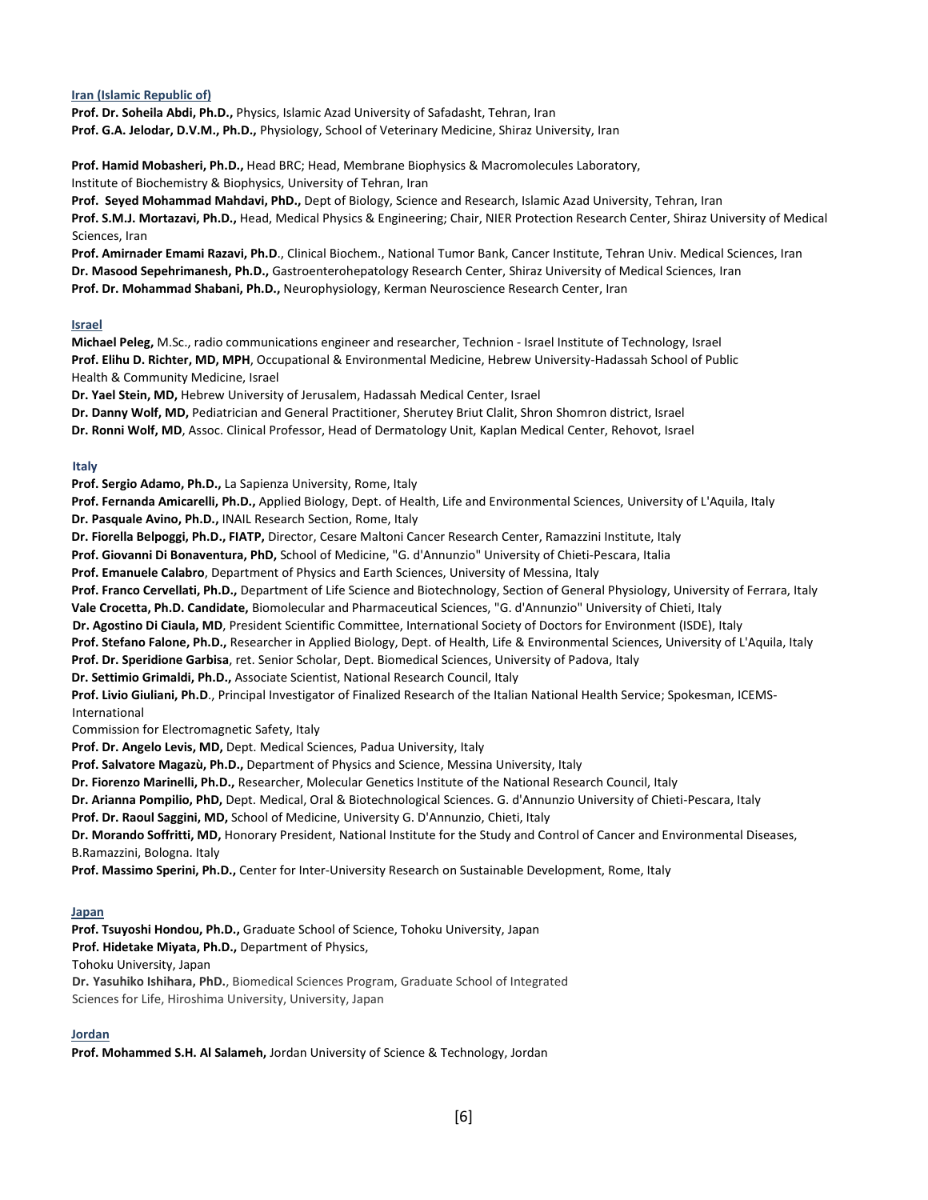**Iran (Islamic Republic of)**

**Prof. Dr. Soheila Abdi, Ph.D.,** Physics, Islamic Azad University of Safadasht, Tehran, Iran
**Prof. G.A. Jelodar, D.V.M., Ph.D.,** Physiology, School of Veterinary Medicine, Shiraz University, Iran

**Prof. Hamid Mobasheri, Ph.D.,** Head BRC; Head, Membrane Biophysics & Macromolecules Laboratory, Institute of Biochemistry & Biophysics, University of Tehran, Iran
**Prof. Seyed Mohammad Mahdavi, PhD.,** Dept of Biology, Science and Research, Islamic Azad University, Tehran, Iran
**Prof. S.M.J. Mortazavi, Ph.D.,** Head, Medical Physics & Engineering; Chair, NIER Protection Research Center, Shiraz University of Medical Sciences, Iran
**Prof. Amirnader Emami Razavi, Ph.D**., Clinical Biochem., National Tumor Bank, Cancer Institute, Tehran Univ. Medical Sciences, Iran
**Dr. Masood Sepehrimanesh, Ph.D.,** Gastroenterohepatology Research Center, Shiraz University of Medical Sciences, Iran
**Prof. Dr. Mohammad Shabani, Ph.D.,** Neurophysiology, Kerman Neuroscience Research Center, Iran

**Israel**

**Michael Peleg,** M.Sc., radio communications engineer and researcher, Technion - Israel Institute of Technology, Israel
**Prof. Elihu D. Richter, MD, MPH**, Occupational & Environmental Medicine, Hebrew University-Hadassah School of Public Health & Community Medicine, Israel
**Dr. Yael Stein, MD,** Hebrew University of Jerusalem, Hadassah Medical Center, Israel
**Dr. Danny Wolf, MD,** Pediatrician and General Practitioner, Sherutey Briut Clalit, Shron Shomron district, Israel
**Dr. Ronni Wolf, MD**, Assoc. Clinical Professor, Head of Dermatology Unit, Kaplan Medical Center, Rehovot, Israel

**Italy**

**Prof. Sergio Adamo, Ph.D.,** La Sapienza University, Rome, Italy
**Prof. Fernanda Amicarelli, Ph.D.,** Applied Biology, Dept. of Health, Life and Environmental Sciences, University of L'Aquila, Italy
**Dr. Pasquale Avino, Ph.D.,** INAIL Research Section, Rome, Italy
**Dr. Fiorella Belpoggi, Ph.D., FIATP,** Director, Cesare Maltoni Cancer Research Center, Ramazzini Institute, Italy
**Prof. Giovanni Di Bonaventura, PhD,** School of Medicine, "G. d'Annunzio" University of Chieti-Pescara, Italia
**Prof. Emanuele Calabro**, Department of Physics and Earth Sciences, University of Messina, Italy
**Prof. Franco Cervellati, Ph.D.,** Department of Life Science and Biotechnology, Section of General Physiology, University of Ferrara, Italy
**Vale Crocetta, Ph.D. Candidate,** Biomolecular and Pharmaceutical Sciences, "G. d'Annunzio" University of Chieti, Italy
**Dr. Agostino Di Ciaula, MD**, President Scientific Committee, International Society of Doctors for Environment (ISDE), Italy
**Prof. Stefano Falone, Ph.D.,** Researcher in Applied Biology, Dept. of Health, Life & Environmental Sciences, University of L'Aquila, Italy
**Prof. Dr. Speridione Garbisa**, ret. Senior Scholar, Dept. Biomedical Sciences, University of Padova, Italy
**Dr. Settimio Grimaldi, Ph.D.,** Associate Scientist, National Research Council, Italy
**Prof. Livio Giuliani, Ph.D**., Principal Investigator of Finalized Research of the Italian National Health Service; Spokesman, ICEMS-International Commission for Electromagnetic Safety, Italy
**Prof. Dr. Angelo Levis, MD,** Dept. Medical Sciences, Padua University, Italy
**Prof. Salvatore Magazù, Ph.D.,** Department of Physics and Science, Messina University, Italy
**Dr. Fiorenzo Marinelli, Ph.D.,** Researcher, Molecular Genetics Institute of the National Research Council, Italy
**Dr. Arianna Pompilio, PhD,** Dept. Medical, Oral & Biotechnological Sciences. G. d'Annunzio University of Chieti-Pescara, Italy
**Prof. Dr. Raoul Saggini, MD,** School of Medicine, University G. D'Annunzio, Chieti, Italy
**Dr. Morando Soffritti, MD,** Honorary President, National Institute for the Study and Control of Cancer and Environmental Diseases, B.Ramazzini, Bologna. Italy
**Prof. Massimo Sperini, Ph.D.,** Center for Inter-University Research on Sustainable Development, Rome, Italy

**Japan**

**Prof. Tsuyoshi Hondou, Ph.D.,** Graduate School of Science, Tohoku University, Japan
**Prof. Hidetake Miyata, Ph.D.,** Department of Physics, Tohoku University, Japan
**Dr. Yasuhiko Ishihara, PhD.**, Biomedical Sciences Program, Graduate School of Integrated Sciences for Life, Hiroshima University, University, Japan

**Jordan**

**Prof. Mohammed S.H. Al Salameh,** Jordan University of Science & Technology, Jordan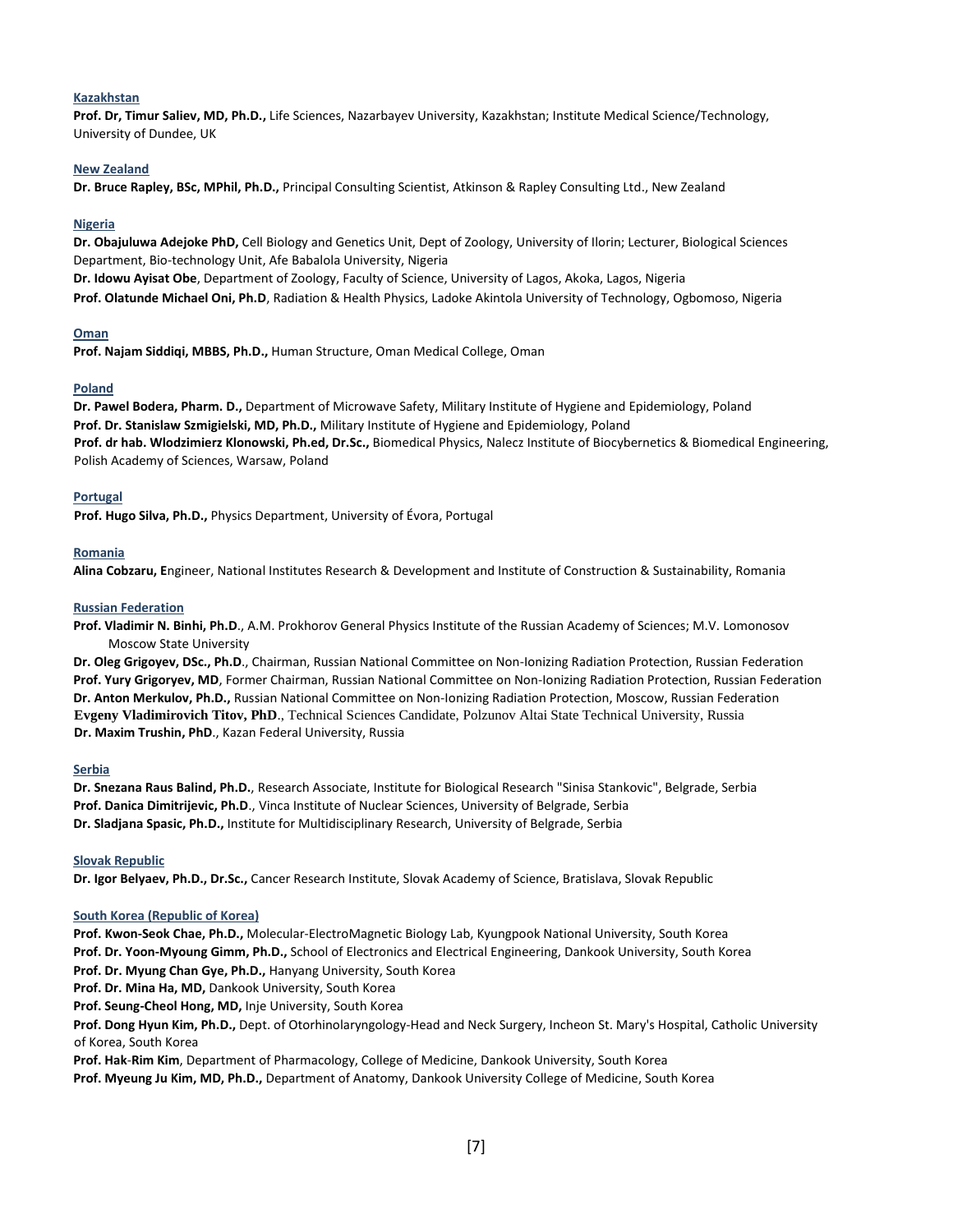**Kazakhstan**

**Prof. Dr, Timur Saliev, MD, Ph.D.,** Life Sciences, Nazarbayev University, Kazakhstan; Institute Medical Science/Technology, University of Dundee, UK

**New Zealand**

**Dr. Bruce Rapley, BSc, MPhil, Ph.D.,** Principal Consulting Scientist, Atkinson & Rapley Consulting Ltd., New Zealand

**Nigeria**

**Dr. Obajuluwa Adejoke PhD,** Cell Biology and Genetics Unit, Dept of Zoology, University of Ilorin; Lecturer, Biological Sciences Department, Bio-technology Unit, Afe Babalola University, Nigeria

**Dr. Idowu Ayisat Obe**, Department of Zoology, Faculty of Science, University of Lagos, Akoka, Lagos, Nigeria

**Prof. Olatunde Michael Oni, Ph.D**, Radiation & Health Physics, Ladoke Akintola University of Technology, Ogbomoso, Nigeria

**Oman**

**Prof. Najam Siddiqi, MBBS, Ph.D.,** Human Structure, Oman Medical College, Oman

**Poland**

**Dr. Pawel Bodera, Pharm. D.,** Department of Microwave Safety, Military Institute of Hygiene and Epidemiology, Poland

**Prof. Dr. Stanislaw Szmigielski, MD, Ph.D.,** Military Institute of Hygiene and Epidemiology, Poland

**Prof. dr hab. Wlodzimierz Klonowski, Ph.ed, Dr.Sc.,** Biomedical Physics, Nalecz Institute of Biocybernetics & Biomedical Engineering, Polish Academy of Sciences, Warsaw, Poland

**Portugal**

**Prof. Hugo Silva, Ph.D.,** Physics Department, University of Évora, Portugal

**Romania**

**Alina Cobzaru, E**ngineer, National Institutes Research & Development and Institute of Construction & Sustainability, Romania

**Russian Federation**

**Prof. Vladimir N. Binhi, Ph.D**., A.M. Prokhorov General Physics Institute of the Russian Academy of Sciences; M.V. Lomonosov Moscow State University

**Dr. Oleg Grigoyev, DSc., Ph.D**., Chairman, Russian National Committee on Non-Ionizing Radiation Protection, Russian Federation

**Prof. Yury Grigoryev, MD**, Former Chairman, Russian National Committee on Non-Ionizing Radiation Protection, Russian Federation

**Dr. Anton Merkulov, Ph.D.,** Russian National Committee on Non-Ionizing Radiation Protection, Moscow, Russian Federation

**Evgeny Vladimirovich Titov, PhD**., Technical Sciences Candidate, Polzunov Altai State Technical University, Russia

**Dr. Maxim Trushin, PhD**., Kazan Federal University, Russia

**Serbia**

**Dr. Snezana Raus Balind, Ph.D.**, Research Associate, Institute for Biological Research "Sinisa Stankovic", Belgrade, Serbia

**Prof. Danica Dimitrijevic, Ph.D**., Vinca Institute of Nuclear Sciences, University of Belgrade, Serbia

**Dr. Sladjana Spasic, Ph.D.,** Institute for Multidisciplinary Research, University of Belgrade, Serbia

**Slovak Republic**

**Dr. Igor Belyaev, Ph.D., Dr.Sc.,** Cancer Research Institute, Slovak Academy of Science, Bratislava, Slovak Republic

**South Korea (Republic of Korea)**

**Prof. Kwon-Seok Chae, Ph.D.,** Molecular-ElectroMagnetic Biology Lab, Kyungpook National University, South Korea

**Prof. Dr. Yoon-Myoung Gimm, Ph.D.,** School of Electronics and Electrical Engineering, Dankook University, South Korea

**Prof. Dr. Myung Chan Gye, Ph.D.,** Hanyang University, South Korea

**Prof. Dr. Mina Ha, MD,** Dankook University, South Korea

**Prof. Seung-Cheol Hong, MD,** Inje University, South Korea

**Prof. Dong Hyun Kim, Ph.D.,** Dept. of Otorhinolaryngology-Head and Neck Surgery, Incheon St. Mary's Hospital, Catholic University of Korea, South Korea

**Prof. Hak-Rim Kim**, Department of Pharmacology, College of Medicine, Dankook University, South Korea

**Prof. Myeung Ju Kim, MD, Ph.D.,** Department of Anatomy, Dankook University College of Medicine, South Korea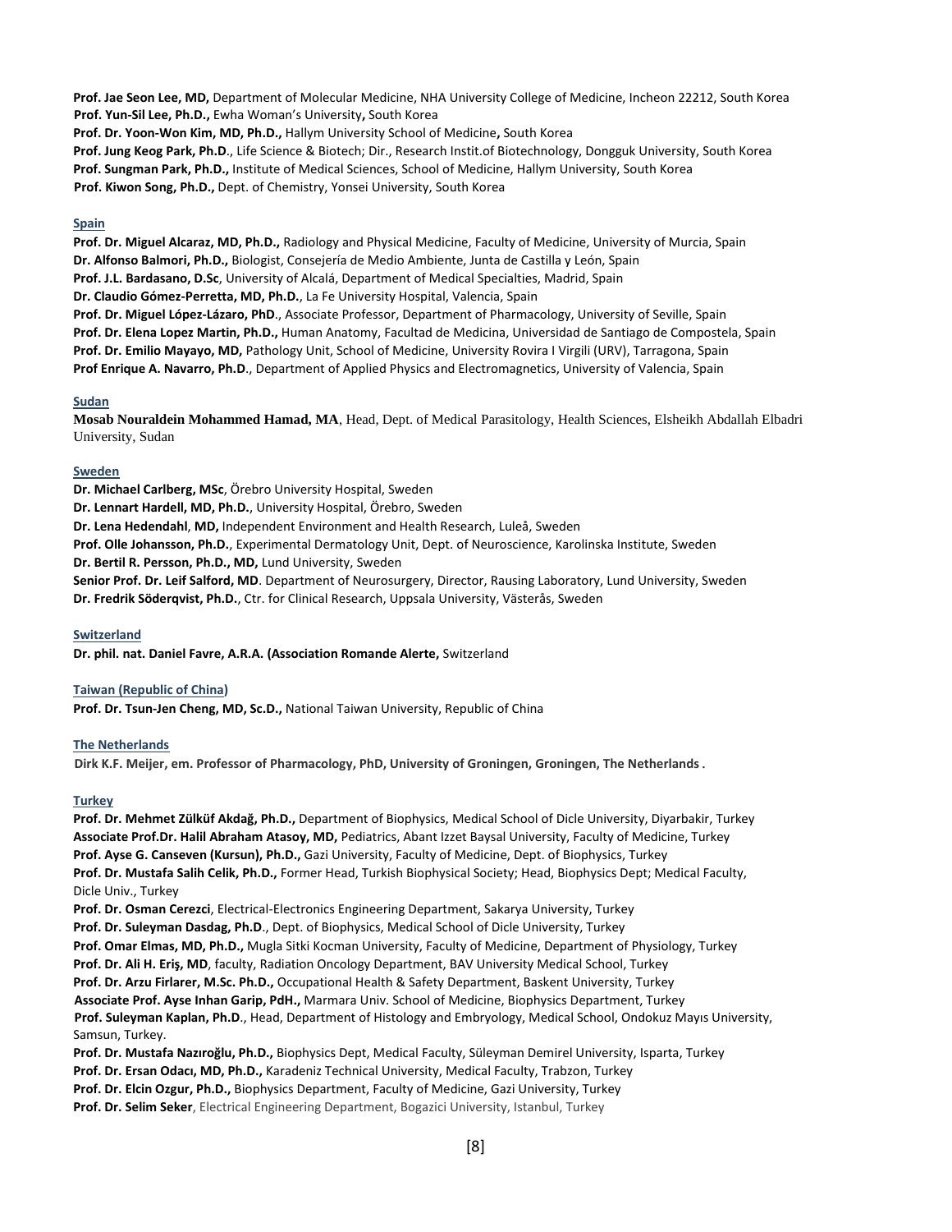**Prof. Jae Seon Lee, MD,** Department of Molecular Medicine, NHA University College of Medicine, Incheon 22212, South Korea
**Prof. Yun-Sil Lee, Ph.D.,** Ewha Woman's University**,** South Korea
**Prof. Dr. Yoon-Won Kim, MD, Ph.D.,** Hallym University School of Medicine**,** South Korea
**Prof. Jung Keog Park, Ph.D**., Life Science & Biotech; Dir., Research Instit.of Biotechnology, Dongguk University, South Korea
**Prof. Sungman Park, Ph.D.,** Institute of Medical Sciences, School of Medicine, Hallym University, South Korea
**Prof. Kiwon Song, Ph.D.,** Dept. of Chemistry, Yonsei University, South Korea

**Spain**

**Prof. Dr. Miguel Alcaraz, MD, Ph.D.,** Radiology and Physical Medicine, Faculty of Medicine, University of Murcia, Spain
**Dr. Alfonso Balmori, Ph.D.,** Biologist, Consejería de Medio Ambiente, Junta de Castilla y León, Spain
**Prof. J.L. Bardasano, D.Sc**, University of Alcalá, Department of Medical Specialties, Madrid, Spain
**Dr. Claudio Gómez-Perretta, MD, Ph.D.**, La Fe University Hospital, Valencia, Spain
**Prof. Dr. Miguel López-Lázaro, PhD**., Associate Professor, Department of Pharmacology, University of Seville, Spain
**Prof. Dr. Elena Lopez Martin, Ph.D.,** Human Anatomy, Facultad de Medicina, Universidad de Santiago de Compostela, Spain
**Prof. Dr. Emilio Mayayo, MD,** Pathology Unit, School of Medicine, University Rovira I Virgili (URV), Tarragona, Spain
**Prof Enrique A. Navarro, Ph.D**., Department of Applied Physics and Electromagnetics, University of Valencia, Spain

**Sudan**

**Mosab Nouraldein Mohammed Hamad, MA**, Head, Dept. of Medical Parasitology, Health Sciences, Elsheikh Abdallah Elbadri University, Sudan

**Sweden**

**Dr. Michael Carlberg, MSc**, Örebro University Hospital, Sweden
**Dr. Lennart Hardell, MD, Ph.D.**, University Hospital, Örebro, Sweden
**Dr. Lena Hedendahl**, **MD,** Independent Environment and Health Research, Luleå, Sweden
**Prof. Olle Johansson, Ph.D.**, Experimental Dermatology Unit, Dept. of Neuroscience, Karolinska Institute, Sweden
**Dr. Bertil R. Persson, Ph.D., MD,** Lund University, Sweden
**Senior Prof. Dr. Leif Salford, MD**. Department of Neurosurgery, Director, Rausing Laboratory, Lund University, Sweden
**Dr. Fredrik Söderqvist, Ph.D.**, Ctr. for Clinical Research, Uppsala University, Västerås, Sweden

**Switzerland**

**Dr. phil. nat. Daniel Favre, A.R.A. (Association Romande Alerte,** Switzerland

**Taiwan (Republic of China)**

**Prof. Dr. Tsun-Jen Cheng, MD, Sc.D.,** National Taiwan University, Republic of China

**The Netherlands**

**Dirk K.F. Meijer, em. Professor of Pharmacology, PhD, University of Groningen, Groningen, The Netherlands .**

**Turkey**

**Prof. Dr. Mehmet Zülküf Akdağ, Ph.D.,** Department of Biophysics, Medical School of Dicle University, Diyarbakir, Turkey
**Associate Prof.Dr. Halil Abraham Atasoy, MD,** Pediatrics, Abant Izzet Baysal University, Faculty of Medicine, Turkey
**Prof. Ayse G. Canseven (Kursun), Ph.D.,** Gazi University, Faculty of Medicine, Dept. of Biophysics, Turkey
**Prof. Dr. Mustafa Salih Celik, Ph.D.,** Former Head, Turkish Biophysical Society; Head, Biophysics Dept; Medical Faculty, Dicle Univ., Turkey
**Prof. Dr. Osman Cerezci**, Electrical-Electronics Engineering Department, Sakarya University, Turkey
**Prof. Dr. Suleyman Dasdag, Ph.D**., Dept. of Biophysics, Medical School of Dicle University, Turkey
**Prof. Omar Elmas, MD, Ph.D.,** Mugla Sitki Kocman University, Faculty of Medicine, Department of Physiology, Turkey
**Prof. Dr. Ali H. Eriş, MD**, faculty, Radiation Oncology Department, BAV University Medical School, Turkey
**Prof. Dr. Arzu Firlarer, M.Sc. Ph.D.,** Occupational Health & Safety Department, Baskent University, Turkey
**Associate Prof. Ayse Inhan Garip, PdH.,** Marmara Univ. School of Medicine, Biophysics Department, Turkey
**Prof. Suleyman Kaplan, Ph.D**., Head, Department of Histology and Embryology, Medical School, Ondokuz Mayıs University, Samsun, Turkey.
**Prof. Dr. Mustafa Nazıroğlu, Ph.D.,** Biophysics Dept, Medical Faculty, Süleyman Demirel University, Isparta, Turkey
**Prof. Dr. Ersan Odacı, MD, Ph.D.,** Karadeniz Technical University, Medical Faculty, Trabzon, Turkey
**Prof. Dr. Elcin Ozgur, Ph.D.,** Biophysics Department, Faculty of Medicine, Gazi University, Turkey
**Prof. Dr. Selim Seker**, Electrical Engineering Department, Bogazici University, Istanbul, Turkey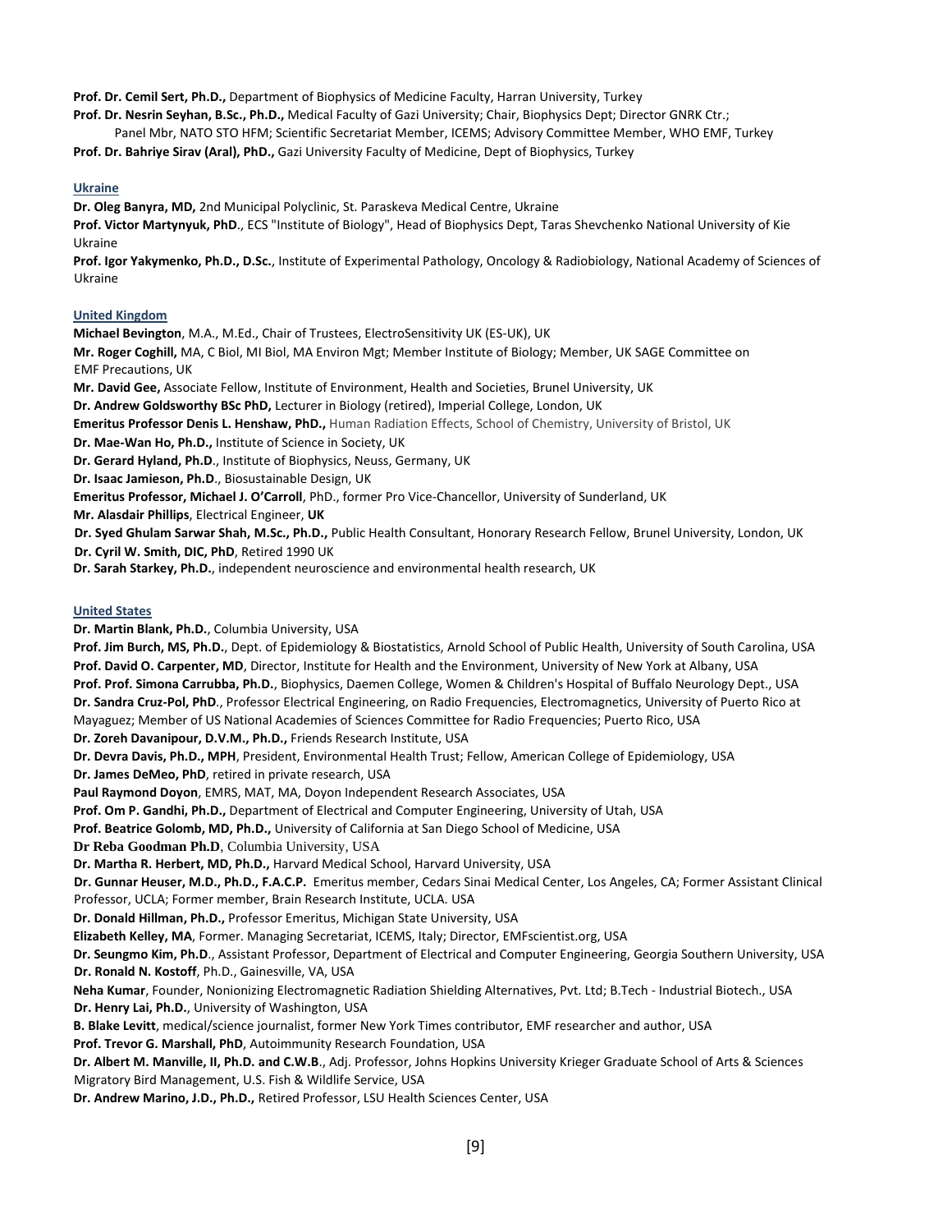**Prof. Dr. Cemil Sert, Ph.D.,** Department of Biophysics of Medicine Faculty, Harran University, Turkey

**Prof. Dr. Nesrin Seyhan, B.Sc., Ph.D.,** Medical Faculty of Gazi University; Chair, Biophysics Dept; Director GNRK Ctr.; Panel Mbr, NATO STO HFM; Scientific Secretariat Member, ICEMS; Advisory Committee Member, WHO EMF, Turkey

**Prof. Dr. Bahriye Sirav (Aral), PhD.,** Gazi University Faculty of Medicine, Dept of Biophysics, Turkey

## Ukraine

**Dr. Oleg Banyra, MD,** 2nd Municipal Polyclinic, St. Paraskeva Medical Centre, Ukraine

**Prof. Victor Martynyuk, PhD**., ECS "Institute of Biology", Head of Biophysics Dept, Taras Shevchenko National University of Kie Ukraine

**Prof. Igor Yakymenko, Ph.D., D.Sc.**, Institute of Experimental Pathology, Oncology & Radiobiology, National Academy of Sciences of Ukraine

## United Kingdom

**Michael Bevington**, M.A., M.Ed., Chair of Trustees, ElectroSensitivity UK (ES-UK), UK

**Mr. Roger Coghill,** MA, C Biol, MI Biol, MA Environ Mgt; Member Institute of Biology; Member, UK SAGE Committee on EMF Precautions, UK

**Mr. David Gee,** Associate Fellow, Institute of Environment, Health and Societies, Brunel University, UK

**Dr. Andrew Goldsworthy BSc PhD,** Lecturer in Biology (retired), Imperial College, London, UK

**Emeritus Professor Denis L. Henshaw, PhD.,** Human Radiation Effects, School of Chemistry, University of Bristol, UK

**Dr. Mae-Wan Ho, Ph.D.,** Institute of Science in Society, UK

**Dr. Gerard Hyland, Ph.D**., Institute of Biophysics, Neuss, Germany, UK

**Dr. Isaac Jamieson, Ph.D**., Biosustainable Design, UK

**Emeritus Professor, Michael J. O'Carroll**, PhD., former Pro Vice-Chancellor, University of Sunderland, UK

**Mr. Alasdair Phillips**, Electrical Engineer, **UK**

**Dr. Syed Ghulam Sarwar Shah, M.Sc., Ph.D.,** Public Health Consultant, Honorary Research Fellow, Brunel University, London, UK

**Dr. Cyril W. Smith, DIC, PhD**, Retired 1990 UK

**Dr. Sarah Starkey, Ph.D.**, independent neuroscience and environmental health research, UK

## United States

**Dr. Martin Blank, Ph.D.**, Columbia University, USA

**Prof. Jim Burch, MS, Ph.D.**, Dept. of Epidemiology & Biostatistics, Arnold School of Public Health, University of South Carolina, USA

**Prof. David O. Carpenter, MD**, Director, Institute for Health and the Environment, University of New York at Albany, USA

**Prof. Prof. Simona Carrubba, Ph.D.**, Biophysics, Daemen College, Women & Children's Hospital of Buffalo Neurology Dept., USA

**Dr. Sandra Cruz-Pol, PhD**., Professor Electrical Engineering, on Radio Frequencies, Electromagnetics, University of Puerto Rico at Mayaguez; Member of US National Academies of Sciences Committee for Radio Frequencies; Puerto Rico, USA

**Dr. Zoreh Davanipour, D.V.M., Ph.D.,** Friends Research Institute, USA

**Dr. Devra Davis, Ph.D., MPH**, President, Environmental Health Trust; Fellow, American College of Epidemiology, USA

**Dr. James DeMeo, PhD**, retired in private research, USA

**Paul Raymond Doyon**, EMRS, MAT, MA, Doyon Independent Research Associates, USA

**Prof. Om P. Gandhi, Ph.D.,** Department of Electrical and Computer Engineering, University of Utah, USA

**Prof. Beatrice Golomb, MD, Ph.D.,** University of California at San Diego School of Medicine, USA

**Dr Reba Goodman Ph.D**, Columbia University, USA

**Dr. Martha R. Herbert, MD, Ph.D.,** Harvard Medical School, Harvard University, USA

**Dr. Gunnar Heuser, M.D., Ph.D., F.A.C.P.** Emeritus member, Cedars Sinai Medical Center, Los Angeles, CA; Former Assistant Clinical Professor, UCLA; Former member, Brain Research Institute, UCLA. USA

**Dr. Donald Hillman, Ph.D.,** Professor Emeritus, Michigan State University, USA

**Elizabeth Kelley, MA**, Former. Managing Secretariat, ICEMS, Italy; Director, EMFscientist.org, USA

**Dr. Seungmo Kim, Ph.D**., Assistant Professor, Department of Electrical and Computer Engineering, Georgia Southern University, USA

**Dr. Ronald N. Kostoff**, Ph.D., Gainesville, VA, USA

**Neha Kumar**, Founder, Nonionizing Electromagnetic Radiation Shielding Alternatives, Pvt. Ltd; B.Tech - Industrial Biotech., USA

**Dr. Henry Lai, Ph.D.**, University of Washington, USA

**B. Blake Levitt**, medical/science journalist, former New York Times contributor, EMF researcher and author, USA

**Prof. Trevor G. Marshall, PhD**, Autoimmunity Research Foundation, USA

**Dr. Albert M. Manville, II, Ph.D. and C.W.B**., Adj. Professor, Johns Hopkins University Krieger Graduate School of Arts & Sciences Migratory Bird Management, U.S. Fish & Wildlife Service, USA

**Dr. Andrew Marino, J.D., Ph.D.,** Retired Professor, LSU Health Sciences Center, USA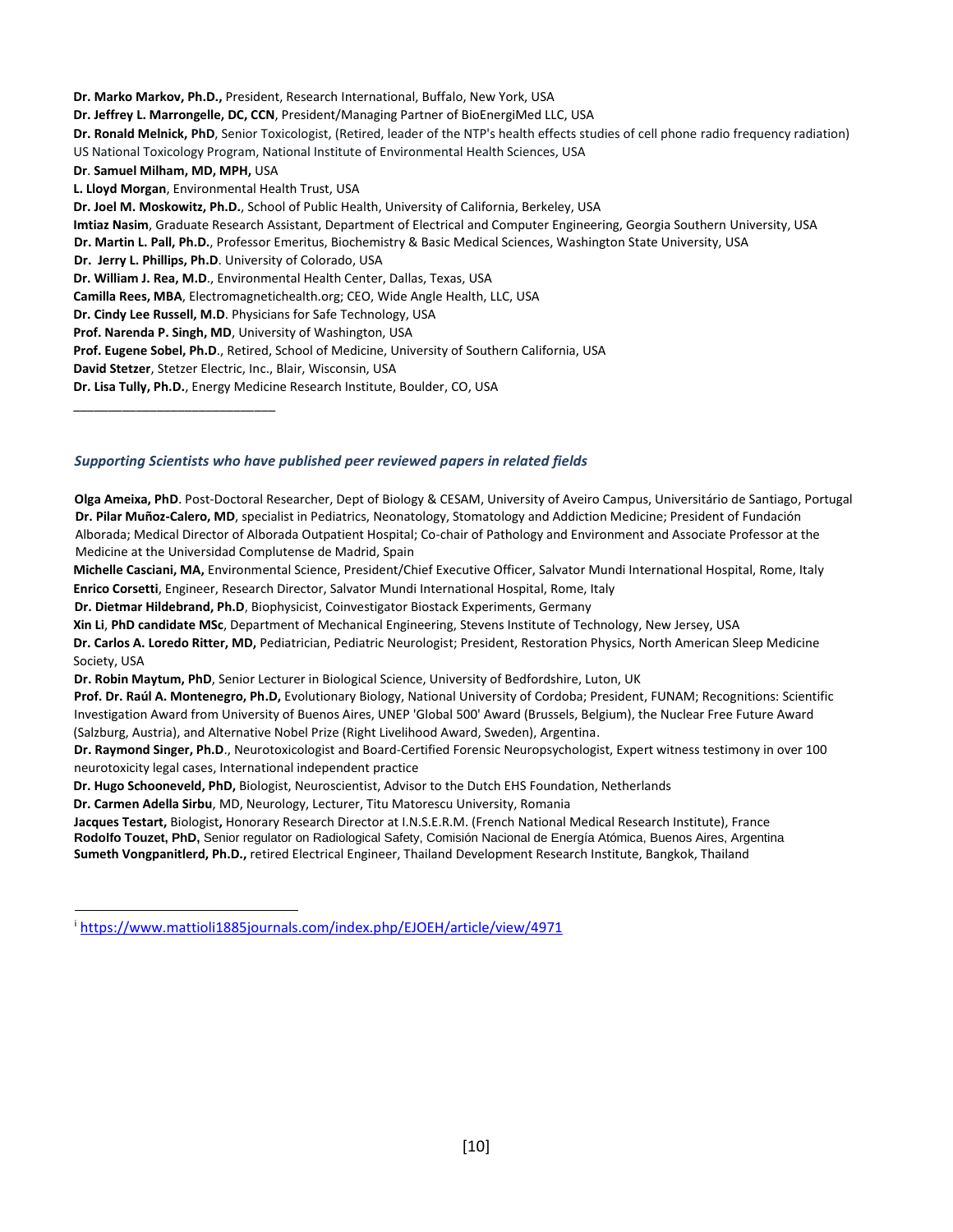**Dr. Marko Markov, Ph.D.,** President, Research International, Buffalo, New York, USA
**Dr. Jeffrey L. Marrongelle, DC, CCN**, President/Managing Partner of BioEnergiMed LLC, USA
**Dr. Ronald Melnick, PhD**, Senior Toxicologist, (Retired, leader of the NTP's health effects studies of cell phone radio frequency radiation) US National Toxicology Program, National Institute of Environmental Health Sciences, USA
**Dr**. **Samuel Milham, MD, MPH,** USA
**L. Lloyd Morgan**, Environmental Health Trust, USA
**Dr. Joel M. Moskowitz, Ph.D.**, School of Public Health, University of California, Berkeley, USA
**Imtiaz Nasim**, Graduate Research Assistant, Department of Electrical and Computer Engineering, Georgia Southern University, USA
**Dr. Martin L. Pall, Ph.D.**, Professor Emeritus, Biochemistry & Basic Medical Sciences, Washington State University, USA
**Dr. Jerry L. Phillips, Ph.D**. University of Colorado, USA
**Dr. William J. Rea, M.D**., Environmental Health Center, Dallas, Texas, USA
**Camilla Rees, MBA**, Electromagnetichealth.org; CEO, Wide Angle Health, LLC, USA
**Dr. Cindy Lee Russell, M.D**. Physicians for Safe Technology, USA
**Prof. Narenda P. Singh, MD**, University of Washington, USA
**Prof. Eugene Sobel, Ph.D**., Retired, School of Medicine, University of Southern California, USA
**David Stetzer**, Stetzer Electric, Inc., Blair, Wisconsin, USA
**Dr. Lisa Tully, Ph.D.**, Energy Medicine Research Institute, Boulder, CO, USA

---

### *Supporting Scientists who have published peer reviewed papers in related fields*

**Olga Ameixa, PhD**. Post-Doctoral Researcher, Dept of Biology & CESAM, University of Aveiro Campus, Universitário de Santiago, Portugal
**Dr. Pilar Muñoz-Calero, MD**, specialist in Pediatrics, Neonatology, Stomatology and Addiction Medicine; President of Fundación Alborada; Medical Director of Alborada Outpatient Hospital; Co-chair of Pathology and Environment and Associate Professor at the Medicine at the Universidad Complutense de Madrid, Spain
**Michelle Casciani, MA,** Environmental Science, President/Chief Executive Officer, Salvator Mundi International Hospital, Rome, Italy
**Enrico Corsetti**, Engineer, Research Director, Salvator Mundi International Hospital, Rome, Italy
**Dr. Dietmar Hildebrand, Ph.D**, Biophysicist, Coinvestigator Biostack Experiments, Germany
**Xin Li**, **PhD candidate MSc**, Department of Mechanical Engineering, Stevens Institute of Technology, New Jersey, USA
**Dr. Carlos A. Loredo Ritter, MD,** Pediatrician, Pediatric Neurologist; President, Restoration Physics, North American Sleep Medicine Society, USA
**Dr. Robin Maytum, PhD**, Senior Lecturer in Biological Science, University of Bedfordshire, Luton, UK
**Prof. Dr. Raúl A. Montenegro, Ph.D,** Evolutionary Biology, National University of Cordoba; President, FUNAM; Recognitions: Scientific Investigation Award from University of Buenos Aires, UNEP 'Global 500' Award (Brussels, Belgium), the Nuclear Free Future Award (Salzburg, Austria), and Alternative Nobel Prize (Right Livelihood Award, Sweden), Argentina.
**Dr. Raymond Singer, Ph.D**., Neurotoxicologist and Board-Certified Forensic Neuropsychologist, Expert witness testimony in over 100 neurotoxicity legal cases, International independent practice
**Dr. Hugo Schooneveld, PhD,** Biologist, Neuroscientist, Advisor to the Dutch EHS Foundation, Netherlands
**Dr. Carmen Adella Sirbu**, MD, Neurology, Lecturer, Titu Matorescu University, Romania
**Jacques Testart,** Biologist**,** Honorary Research Director at I.N.S.E.R.M. (French National Medical Research Institute), France
**Rodolfo Touzet, PhD,** Senior regulator on Radiological Safety, Comisión Nacional de Energía Atómica, Buenos Aires, Argentina
**Sumeth Vongpanitlerd, Ph.D.,** retired Electrical Engineer, Thailand Development Research Institute, Bangkok, Thailand

---

[i] https://www.mattioli1885journals.com/index.php/EJOEH/article/view/4971